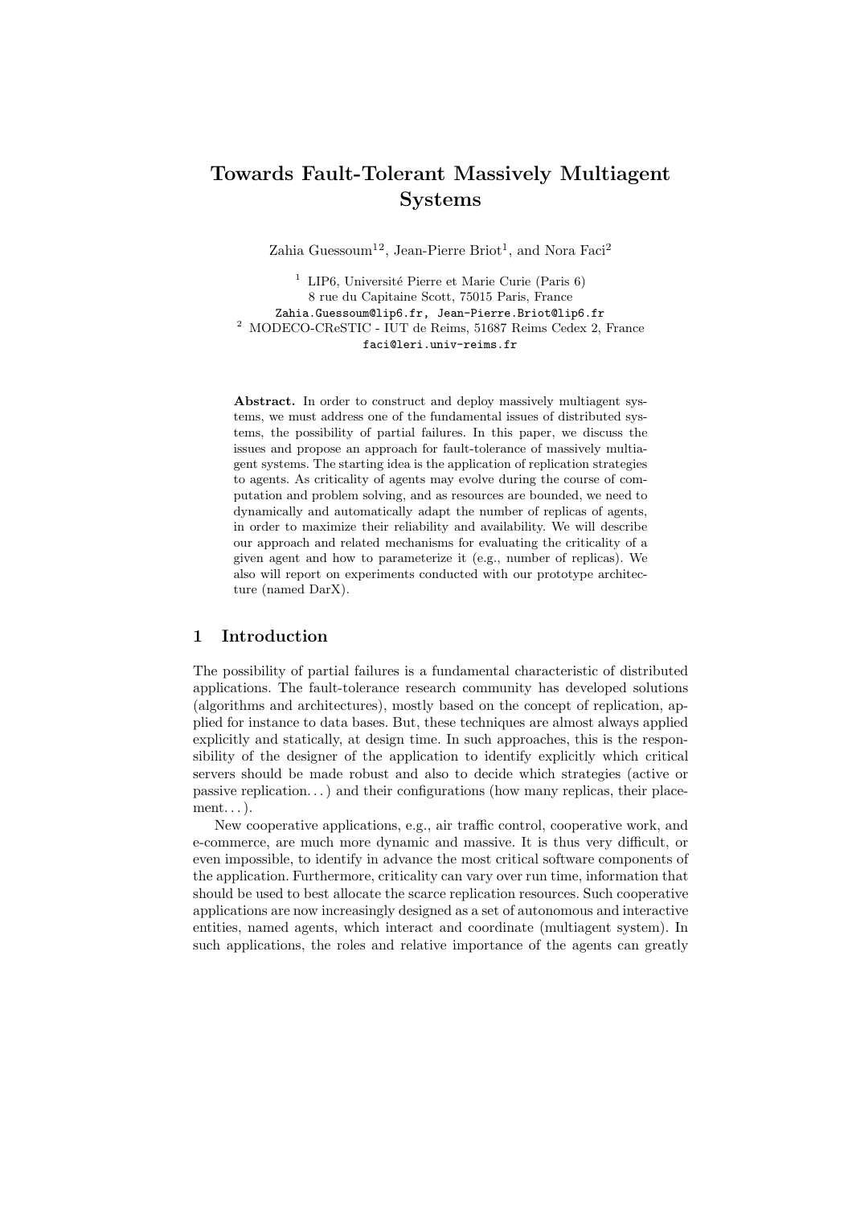# Towards Fault-Tolerant Massively Multiagent Systems

Zahia Guessoum[1,2], Jean-Pierre Briot[1], and Nora Faci[2]

[1] LIP6, Université Pierre et Marie Curie (Paris 6)
8 rue du Capitaine Scott, 75015 Paris, France
Zahia.Guessoum@lip6.fr, Jean-Pierre.Briot@lip6.fr
[2] MODECO-CReSTIC - IUT de Reims, 51687 Reims Cedex 2, France
faci@leri.univ-reims.fr

**Abstract.** In order to construct and deploy massively multiagent systems, we must address one of the fundamental issues of distributed systems, the possibility of partial failures. In this paper, we discuss the issues and propose an approach for fault-tolerance of massively multiagent systems. The starting idea is the application of replication strategies to agents. As criticality of agents may evolve during the course of computation and problem solving, and as resources are bounded, we need to dynamically and automatically adapt the number of replicas of agents, in order to maximize their reliability and availability. We will describe our approach and related mechanisms for evaluating the criticality of a given agent and how to parameterize it (e.g., number of replicas). We also will report on experiments conducted with our prototype architecture (named DarX).

## 1 Introduction

The possibility of partial failures is a fundamental characteristic of distributed applications. The fault-tolerance research community has developed solutions (algorithms and architectures), mostly based on the concept of replication, applied for instance to data bases. But, these techniques are almost always applied explicitly and statically, at design time. In such approaches, this is the responsibility of the designer of the application to identify explicitly which critical servers should be made robust and also to decide which strategies (active or passive replication...) and their configurations (how many replicas, their placement...).

New cooperative applications, e.g., air traffic control, cooperative work, and e-commerce, are much more dynamic and massive. It is thus very difficult, or even impossible, to identify in advance the most critical software components of the application. Furthermore, criticality can vary over run time, information that should be used to best allocate the scarce replication resources. Such cooperative applications are now increasingly designed as a set of autonomous and interactive entities, named agents, which interact and coordinate (multiagent system). In such applications, the roles and relative importance of the agents can greatly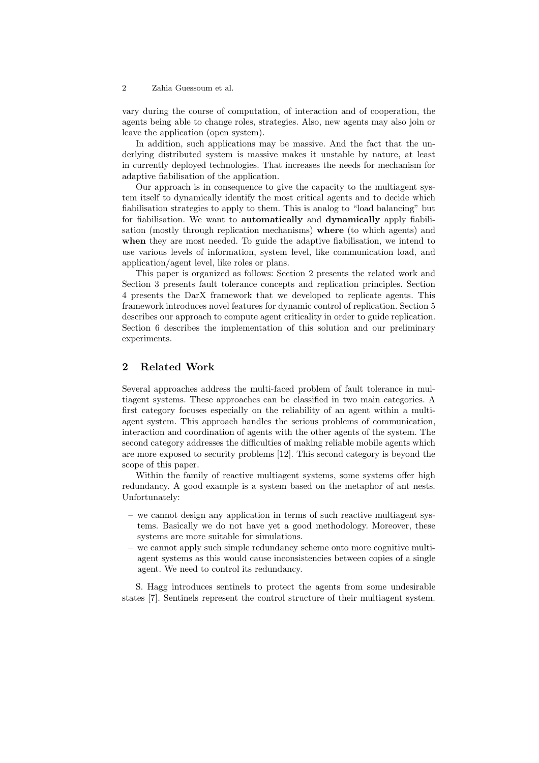vary during the course of computation, of interaction and of cooperation, the agents being able to change roles, strategies. Also, new agents may also join or leave the application (open system).

In addition, such applications may be massive. And the fact that the underlying distributed system is massive makes it unstable by nature, at least in currently deployed technologies. That increases the needs for mechanism for adaptive fiabilisation of the application.

Our approach is in consequence to give the capacity to the multiagent system itself to dynamically identify the most critical agents and to decide which fiabilisation strategies to apply to them. This is analog to "load balancing" but for fiabilisation. We want to **automatically** and **dynamically** apply fiabilisation (mostly through replication mechanisms) **where** (to which agents) and **when** they are most needed. To guide the adaptive fiabilisation, we intend to use various levels of information, system level, like communication load, and application/agent level, like roles or plans.

This paper is organized as follows: Section 2 presents the related work and Section 3 presents fault tolerance concepts and replication principles. Section 4 presents the DarX framework that we developed to replicate agents. This framework introduces novel features for dynamic control of replication. Section 5 describes our approach to compute agent criticality in order to guide replication. Section 6 describes the implementation of this solution and our preliminary experiments.

## 2 Related Work

Several approaches address the multi-faced problem of fault tolerance in multiagent systems. These approaches can be classified in two main categories. A first category focuses especially on the reliability of an agent within a multiagent system. This approach handles the serious problems of communication, interaction and coordination of agents with the other agents of the system. The second category addresses the difficulties of making reliable mobile agents which are more exposed to security problems [12]. This second category is beyond the scope of this paper.

Within the family of reactive multiagent systems, some systems offer high redundancy. A good example is a system based on the metaphor of ant nests. Unfortunately:

- we cannot design any application in terms of such reactive multiagent systems. Basically we do not have yet a good methodology. Moreover, these systems are more suitable for simulations.
- we cannot apply such simple redundancy scheme onto more cognitive multiagent systems as this would cause inconsistencies between copies of a single agent. We need to control its redundancy.

S. Hagg introduces sentinels to protect the agents from some undesirable states [7]. Sentinels represent the control structure of their multiagent system.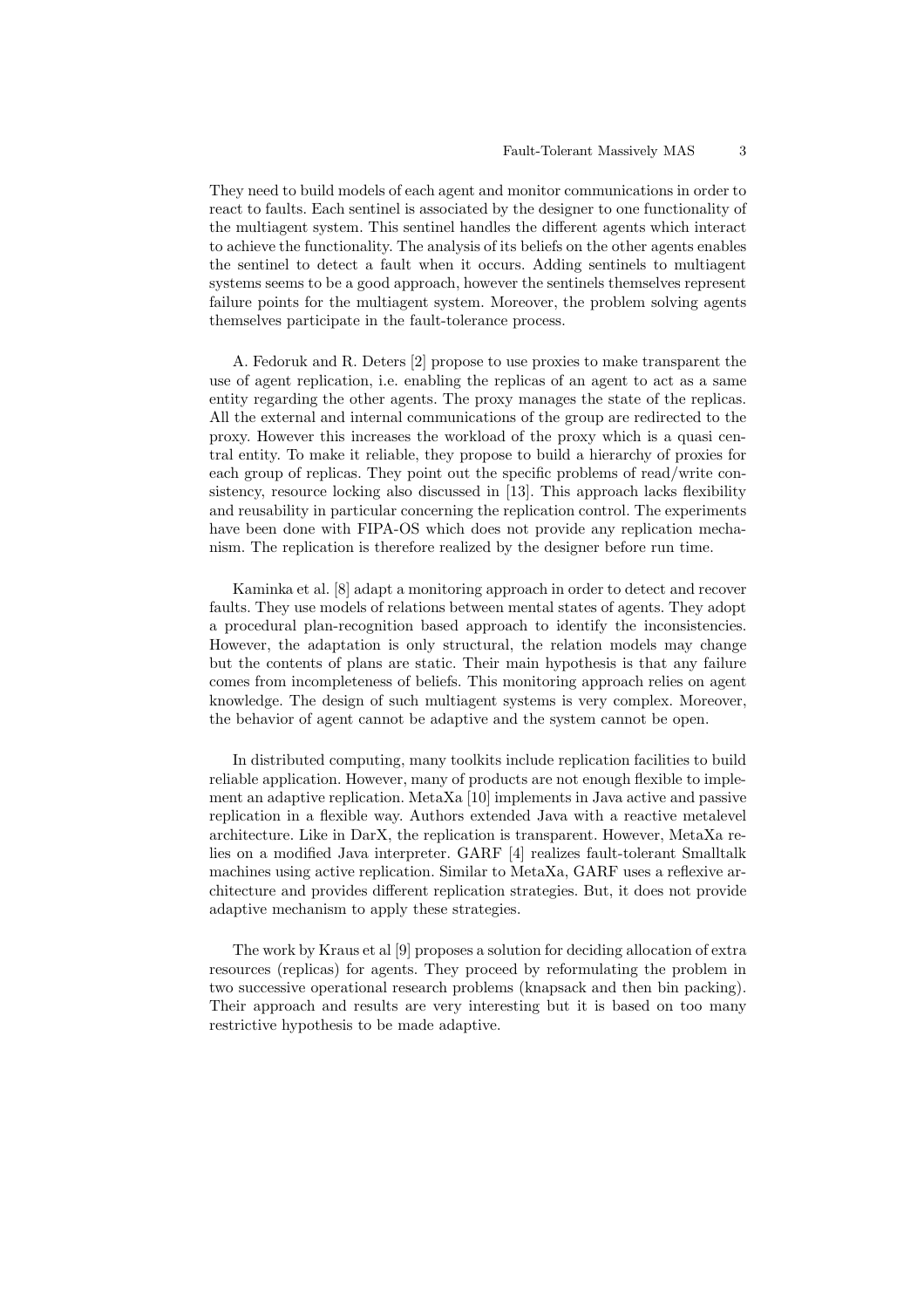They need to build models of each agent and monitor communications in order to react to faults. Each sentinel is associated by the designer to one functionality of the multiagent system. This sentinel handles the different agents which interact to achieve the functionality. The analysis of its beliefs on the other agents enables the sentinel to detect a fault when it occurs. Adding sentinels to multiagent systems seems to be a good approach, however the sentinels themselves represent failure points for the multiagent system. Moreover, the problem solving agents themselves participate in the fault-tolerance process.

A. Fedoruk and R. Deters [2] propose to use proxies to make transparent the use of agent replication, i.e. enabling the replicas of an agent to act as a same entity regarding the other agents. The proxy manages the state of the replicas. All the external and internal communications of the group are redirected to the proxy. However this increases the workload of the proxy which is a quasi central entity. To make it reliable, they propose to build a hierarchy of proxies for each group of replicas. They point out the specific problems of read/write consistency, resource locking also discussed in [13]. This approach lacks flexibility and reusability in particular concerning the replication control. The experiments have been done with FIPA-OS which does not provide any replication mechanism. The replication is therefore realized by the designer before run time.

Kaminka et al. [8] adapt a monitoring approach in order to detect and recover faults. They use models of relations between mental states of agents. They adopt a procedural plan-recognition based approach to identify the inconsistencies. However, the adaptation is only structural, the relation models may change but the contents of plans are static. Their main hypothesis is that any failure comes from incompleteness of beliefs. This monitoring approach relies on agent knowledge. The design of such multiagent systems is very complex. Moreover, the behavior of agent cannot be adaptive and the system cannot be open.

In distributed computing, many toolkits include replication facilities to build reliable application. However, many of products are not enough flexible to implement an adaptive replication. MetaXa [10] implements in Java active and passive replication in a flexible way. Authors extended Java with a reactive metalevel architecture. Like in DarX, the replication is transparent. However, MetaXa relies on a modified Java interpreter. GARF [4] realizes fault-tolerant Smalltalk machines using active replication. Similar to MetaXa, GARF uses a reflexive architecture and provides different replication strategies. But, it does not provide adaptive mechanism to apply these strategies.

The work by Kraus et al [9] proposes a solution for deciding allocation of extra resources (replicas) for agents. They proceed by reformulating the problem in two successive operational research problems (knapsack and then bin packing). Their approach and results are very interesting but it is based on too many restrictive hypothesis to be made adaptive.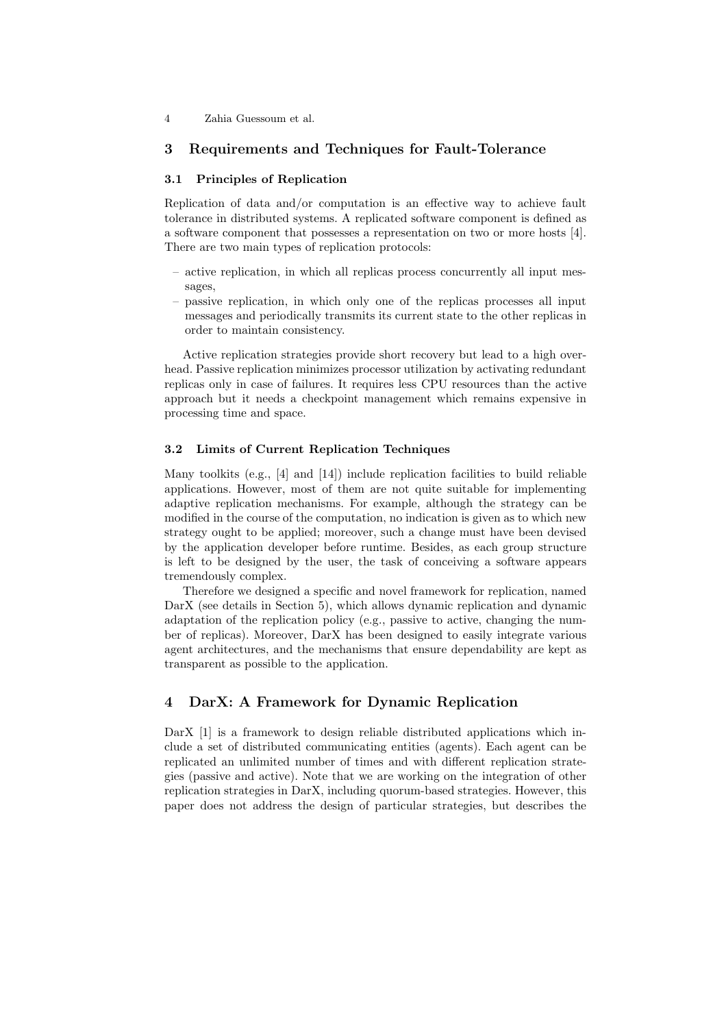## 3 Requirements and Techniques for Fault-Tolerance

### 3.1 Principles of Replication

Replication of data and/or computation is an effective way to achieve fault tolerance in distributed systems. A replicated software component is defined as a software component that possesses a representation on two or more hosts [4]. There are two main types of replication protocols:

- active replication, in which all replicas process concurrently all input messages,
- passive replication, in which only one of the replicas processes all input messages and periodically transmits its current state to the other replicas in order to maintain consistency.

Active replication strategies provide short recovery but lead to a high overhead. Passive replication minimizes processor utilization by activating redundant replicas only in case of failures. It requires less CPU resources than the active approach but it needs a checkpoint management which remains expensive in processing time and space.

### 3.2 Limits of Current Replication Techniques

Many toolkits (e.g., [4] and [14]) include replication facilities to build reliable applications. However, most of them are not quite suitable for implementing adaptive replication mechanisms. For example, although the strategy can be modified in the course of the computation, no indication is given as to which new strategy ought to be applied; moreover, such a change must have been devised by the application developer before runtime. Besides, as each group structure is left to be designed by the user, the task of conceiving a software appears tremendously complex.

Therefore we designed a specific and novel framework for replication, named DarX (see details in Section 5), which allows dynamic replication and dynamic adaptation of the replication policy (e.g., passive to active, changing the number of replicas). Moreover, DarX has been designed to easily integrate various agent architectures, and the mechanisms that ensure dependability are kept as transparent as possible to the application.

## 4 DarX: A Framework for Dynamic Replication

DarX [1] is a framework to design reliable distributed applications which include a set of distributed communicating entities (agents). Each agent can be replicated an unlimited number of times and with different replication strategies (passive and active). Note that we are working on the integration of other replication strategies in DarX, including quorum-based strategies. However, this paper does not address the design of particular strategies, but describes the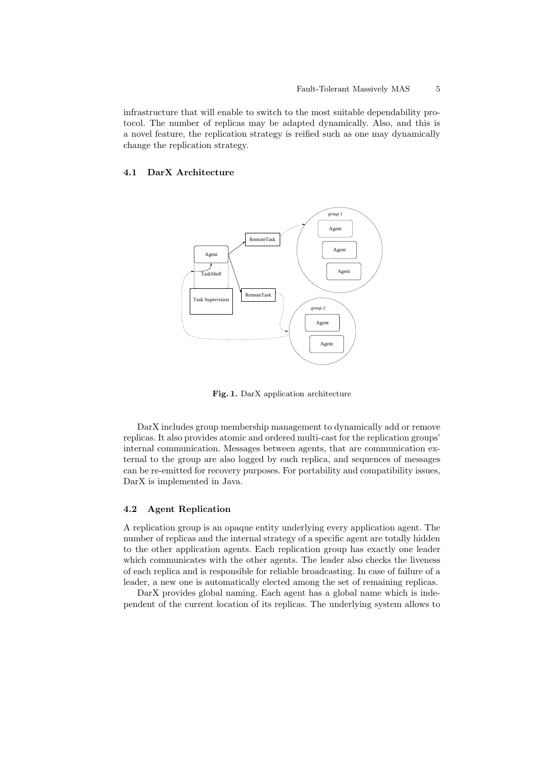infrastructure that will enable to switch to the most suitable dependability protocol. The number of replicas may be adapted dynamically. Also, and this is a novel feature, the replication strategy is reified such as one may dynamically change the replication strategy.

### 4.1 DarX Architecture

**Fig. 1.** DarX application architecture

DarX includes group membership management to dynamically add or remove replicas. It also provides atomic and ordered multi-cast for the replication groups' internal communication. Messages between agents, that are communication external to the group are also logged by each replica, and sequences of messages can be re-emitted for recovery purposes. For portability and compatibility issues, DarX is implemented in Java.

### 4.2 Agent Replication

A replication group is an opaque entity underlying every application agent. The number of replicas and the internal strategy of a specific agent are totally hidden to the other application agents. Each replication group has exactly one leader which communicates with the other agents. The leader also checks the liveness of each replica and is responsible for reliable broadcasting. In case of failure of a leader, a new one is automatically elected among the set of remaining replicas.

DarX provides global naming. Each agent has a global name which is independent of the current location of its replicas. The underlying system allows to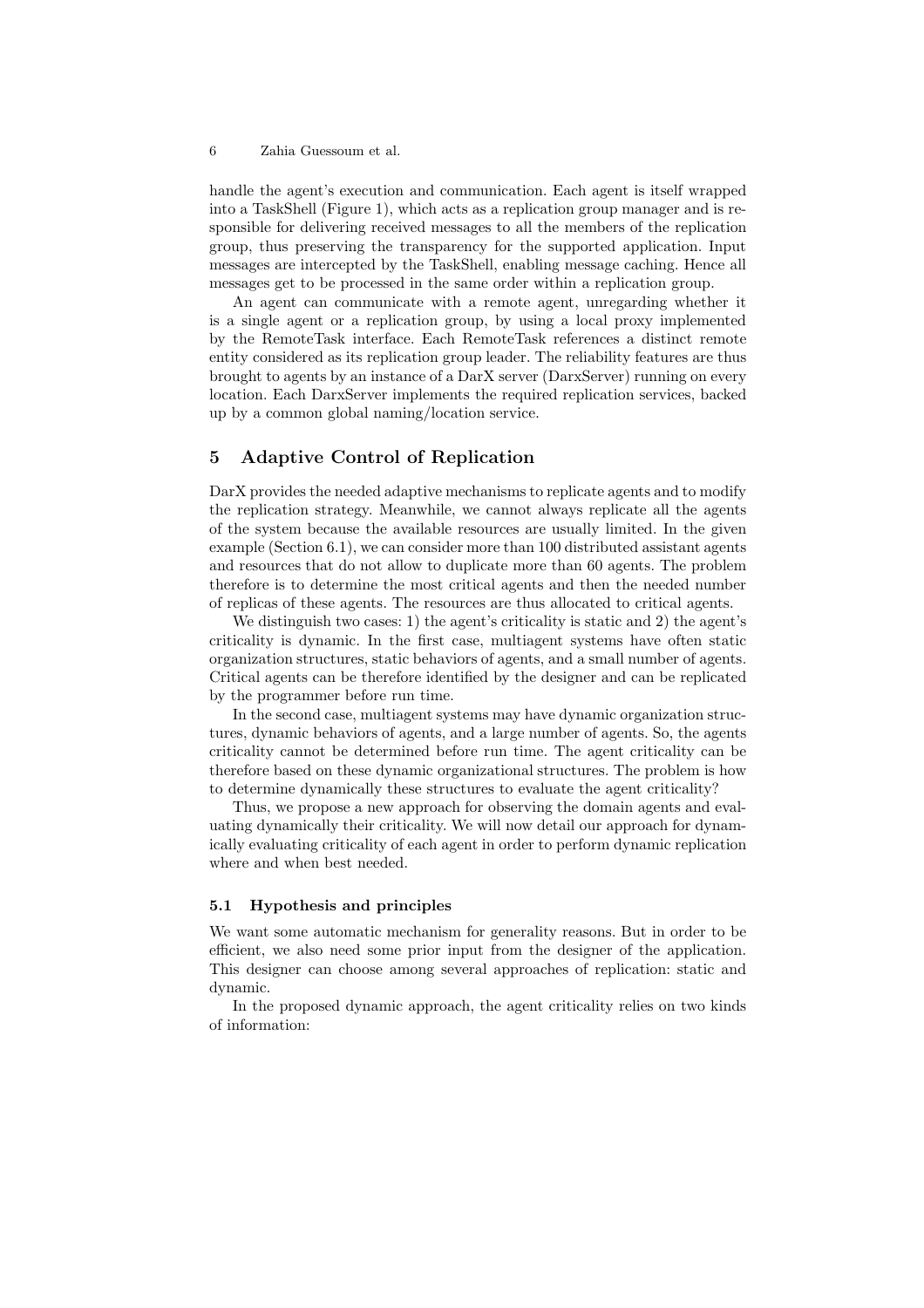handle the agent's execution and communication. Each agent is itself wrapped into a TaskShell (Figure 1), which acts as a replication group manager and is responsible for delivering received messages to all the members of the replication group, thus preserving the transparency for the supported application. Input messages are intercepted by the TaskShell, enabling message caching. Hence all messages get to be processed in the same order within a replication group.

An agent can communicate with a remote agent, unregarding whether it is a single agent or a replication group, by using a local proxy implemented by the RemoteTask interface. Each RemoteTask references a distinct remote entity considered as its replication group leader. The reliability features are thus brought to agents by an instance of a DarX server (DarxServer) running on every location. Each DarxServer implements the required replication services, backed up by a common global naming/location service.

## 5 Adaptive Control of Replication

DarX provides the needed adaptive mechanisms to replicate agents and to modify the replication strategy. Meanwhile, we cannot always replicate all the agents of the system because the available resources are usually limited. In the given example (Section 6.1), we can consider more than 100 distributed assistant agents and resources that do not allow to duplicate more than 60 agents. The problem therefore is to determine the most critical agents and then the needed number of replicas of these agents. The resources are thus allocated to critical agents.

We distinguish two cases: 1) the agent's criticality is static and 2) the agent's criticality is dynamic. In the first case, multiagent systems have often static organization structures, static behaviors of agents, and a small number of agents. Critical agents can be therefore identified by the designer and can be replicated by the programmer before run time.

In the second case, multiagent systems may have dynamic organization structures, dynamic behaviors of agents, and a large number of agents. So, the agents criticality cannot be determined before run time. The agent criticality can be therefore based on these dynamic organizational structures. The problem is how to determine dynamically these structures to evaluate the agent criticality?

Thus, we propose a new approach for observing the domain agents and evaluating dynamically their criticality. We will now detail our approach for dynamically evaluating criticality of each agent in order to perform dynamic replication where and when best needed.

### 5.1 Hypothesis and principles

We want some automatic mechanism for generality reasons. But in order to be efficient, we also need some prior input from the designer of the application. This designer can choose among several approaches of replication: static and dynamic.

In the proposed dynamic approach, the agent criticality relies on two kinds of information: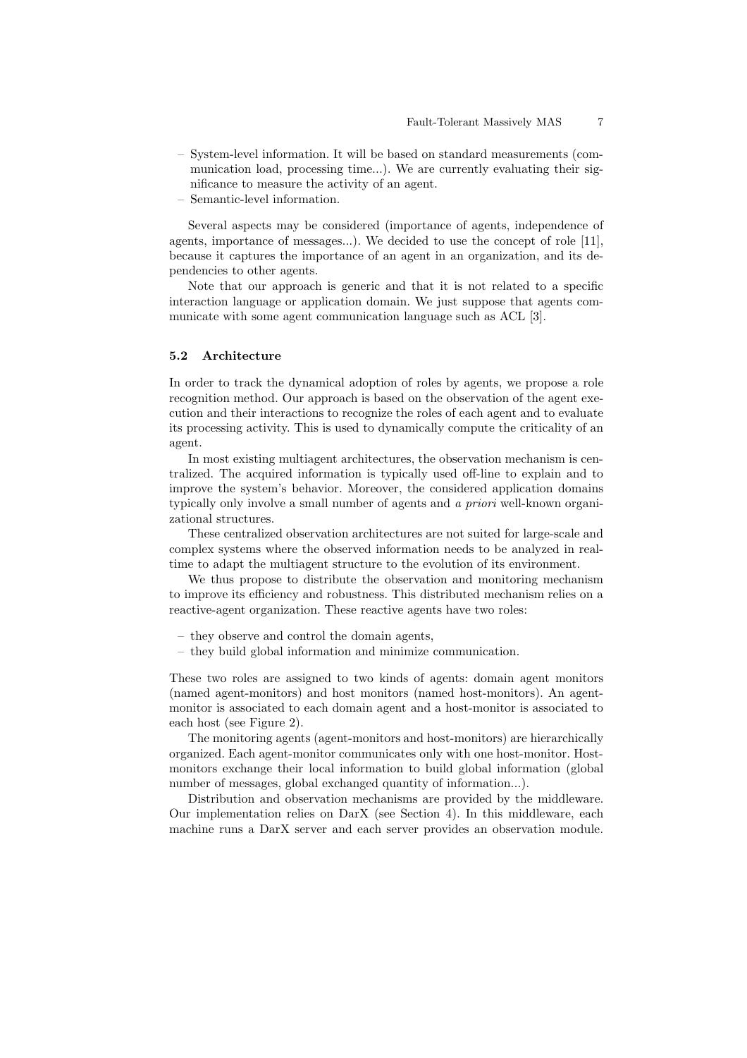- System-level information. It will be based on standard measurements (communication load, processing time...). We are currently evaluating their significance to measure the activity of an agent.
- Semantic-level information.

Several aspects may be considered (importance of agents, independence of agents, importance of messages...). We decided to use the concept of role [11], because it captures the importance of an agent in an organization, and its dependencies to other agents.

Note that our approach is generic and that it is not related to a specific interaction language or application domain. We just suppose that agents communicate with some agent communication language such as ACL [3].

### 5.2 Architecture

In order to track the dynamical adoption of roles by agents, we propose a role recognition method. Our approach is based on the observation of the agent execution and their interactions to recognize the roles of each agent and to evaluate its processing activity. This is used to dynamically compute the criticality of an agent.

In most existing multiagent architectures, the observation mechanism is centralized. The acquired information is typically used off-line to explain and to improve the system's behavior. Moreover, the considered application domains typically only involve a small number of agents and *a priori* well-known organizational structures.

These centralized observation architectures are not suited for large-scale and complex systems where the observed information needs to be analyzed in real-time to adapt the multiagent structure to the evolution of its environment.

We thus propose to distribute the observation and monitoring mechanism to improve its efficiency and robustness. This distributed mechanism relies on a reactive-agent organization. These reactive agents have two roles:

- they observe and control the domain agents,
- they build global information and minimize communication.

These two roles are assigned to two kinds of agents: domain agent monitors (named agent-monitors) and host monitors (named host-monitors). An agent-monitor is associated to each domain agent and a host-monitor is associated to each host (see Figure 2).

The monitoring agents (agent-monitors and host-monitors) are hierarchically organized. Each agent-monitor communicates only with one host-monitor. Host-monitors exchange their local information to build global information (global number of messages, global exchanged quantity of information...).

Distribution and observation mechanisms are provided by the middleware. Our implementation relies on DarX (see Section 4). In this middleware, each machine runs a DarX server and each server provides an observation module.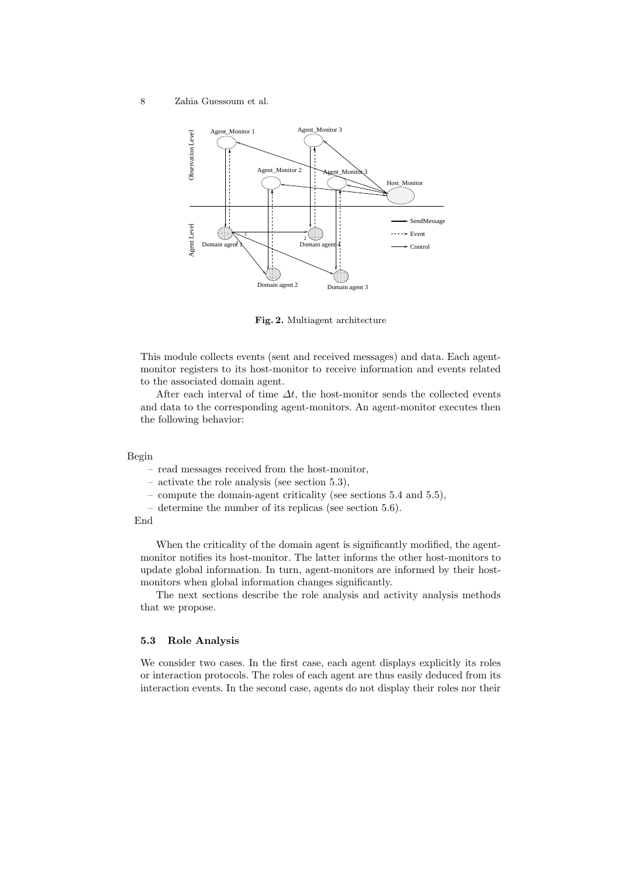**Fig. 2.** Multiagent architecture

This module collects events (sent and received messages) and data. Each agent-monitor registers to its host-monitor to receive information and events related to the associated domain agent.

After each interval of time $\Delta t$, the host-monitor sends the collected events and data to the corresponding agent-monitors. An agent-monitor executes then the following behavior:

Begin

- read messages received from the host-monitor,
- activate the role analysis (see section 5.3),
- compute the domain-agent criticality (see sections 5.4 and 5.5),
- determine the number of its replicas (see section 5.6).

End

When the criticality of the domain agent is significantly modified, the agent-monitor notifies its host-monitor. The latter informs the other host-monitors to update global information. In turn, agent-monitors are informed by their host-monitors when global information changes significantly.

The next sections describe the role analysis and activity analysis methods that we propose.

### 5.3 Role Analysis

We consider two cases. In the first case, each agent displays explicitly its roles or interaction protocols. The roles of each agent are thus easily deduced from its interaction events. In the second case, agents do not display their roles nor their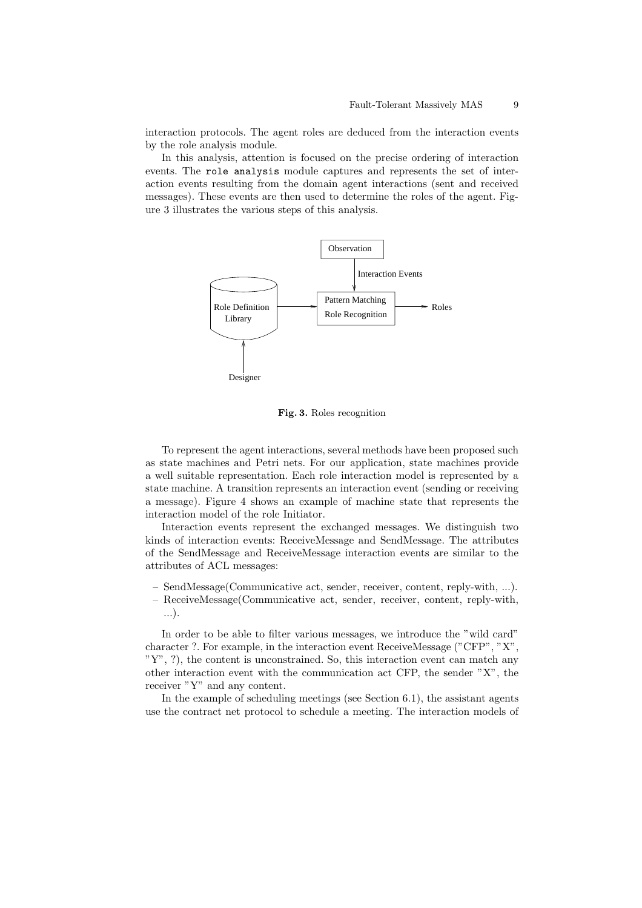interaction protocols. The agent roles are deduced from the interaction events by the role analysis module.

In this analysis, attention is focused on the precise ordering of interaction events. The `role analysis` module captures and represents the set of interaction events resulting from the domain agent interactions (sent and received messages). These events are then used to determine the roles of the agent. Figure 3 illustrates the various steps of this analysis.

**Fig. 3.** Roles recognition

To represent the agent interactions, several methods have been proposed such as state machines and Petri nets. For our application, state machines provide a well suitable representation. Each role interaction model is represented by a state machine. A transition represents an interaction event (sending or receiving a message). Figure 4 shows an example of machine state that represents the interaction model of the role Initiator.

Interaction events represent the exchanged messages. We distinguish two kinds of interaction events: ReceiveMessage and SendMessage. The attributes of the SendMessage and ReceiveMessage interaction events are similar to the attributes of ACL messages:

- SendMessage(Communicative act, sender, receiver, content, reply-with, ...).
- ReceiveMessage(Communicative act, sender, receiver, content, reply-with, ...).

In order to be able to filter various messages, we introduce the "wild card" character ?. For example, in the interaction event ReceiveMessage ("CFP", "X", "Y", ?), the content is unconstrained. So, this interaction event can match any other interaction event with the communication act CFP, the sender "X", the receiver "Y" and any content.

In the example of scheduling meetings (see Section 6.1), the assistant agents use the contract net protocol to schedule a meeting. The interaction models of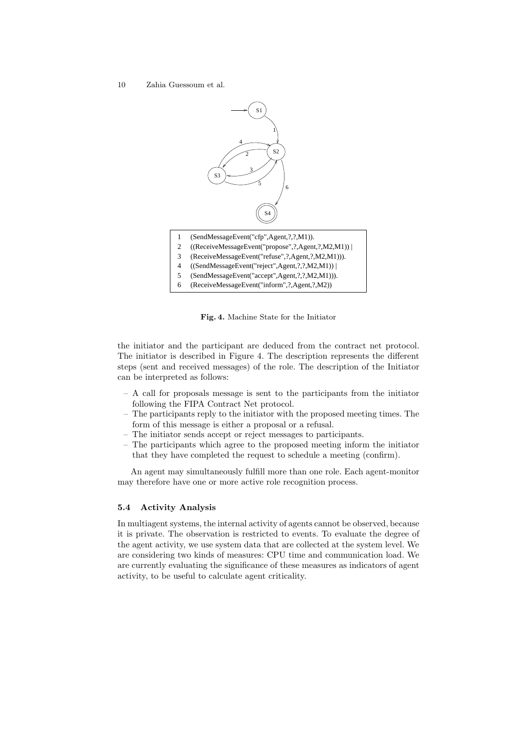| | |
|---|---|
| 1 | (SendMessageEvent("cfp",Agent,?,?,M1)). |
| 2 | ((ReceiveMessageEvent("propose",?,Agent,?,M2,M1)) \| |
| 3 | (ReceiveMessageEvent("refuse",?,Agent,?,M2,M1))). |
| 4 | ((SendMessageEvent("reject",Agent,?,?,M2,M1)) \| |
| 5 | (SendMessageEvent("accept",Agent,?,?,M2,M1))). |
| 6 | (ReceiveMessageEvent("inform",?,Agent,?,M2)) |

**Fig. 4.** Machine State for the Initiator

the initiator and the participant are deduced from the contract net protocol. The initiator is described in Figure 4. The description represents the different steps (sent and received messages) of the role. The description of the Initiator can be interpreted as follows:

- A call for proposals message is sent to the participants from the initiator following the FIPA Contract Net protocol.
- The participants reply to the initiator with the proposed meeting times. The form of this message is either a proposal or a refusal.
- The initiator sends accept or reject messages to participants.
- The participants which agree to the proposed meeting inform the initiator that they have completed the request to schedule a meeting (confirm).

An agent may simultaneously fulfill more than one role. Each agent-monitor may therefore have one or more active role recognition process.

### 5.4 Activity Analysis

In multiagent systems, the internal activity of agents cannot be observed, because it is private. The observation is restricted to events. To evaluate the degree of the agent activity, we use system data that are collected at the system level. We are considering two kinds of measures: CPU time and communication load. We are currently evaluating the significance of these measures as indicators of agent activity, to be useful to calculate agent criticality.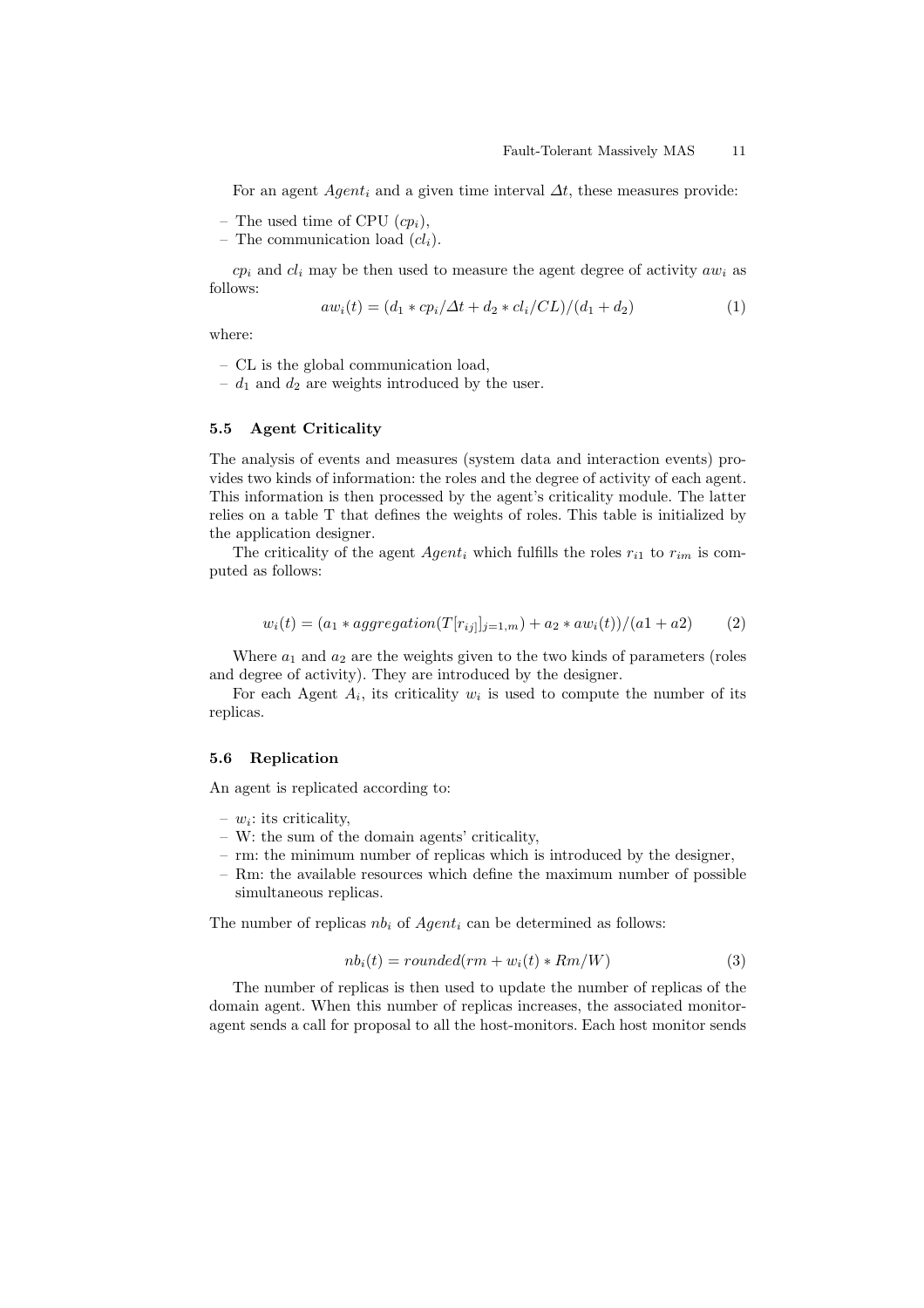For an agent $Agent_i$ and a given time interval $\Delta t$, these measures provide:

- The used time of CPU ($cp_i$),
- The communication load ($cl_i$).

$cp_i$ and $cl_i$ may be then used to measure the agent degree of activity $aw_i$ as follows:

$$aw_i(t) = (d_1 * cp_i/\Delta t + d_2 * cl_i/CL)/(d_1 + d_2) \quad (1)$$

where:

- CL is the global communication load,
- $d_1$ and $d_2$ are weights introduced by the user.

### 5.5 Agent Criticality

The analysis of events and measures (system data and interaction events) provides two kinds of information: the roles and the degree of activity of each agent. This information is then processed by the agent's criticality module. The latter relies on a table T that defines the weights of roles. This table is initialized by the application designer.

The criticality of the agent $Agent_i$ which fulfills the roles $r_{i1}$ to $r_{im}$ is computed as follows:

$$w_i(t) = (a_1 * aggregation(T[r_{ij}]]_{j=1,m}) + a_2 * aw_i(t))/(a1 + a2) \quad (2)$$

Where $a_1$ and $a_2$ are the weights given to the two kinds of parameters (roles and degree of activity). They are introduced by the designer.

For each Agent $A_i$, its criticality $w_i$ is used to compute the number of its replicas.

### 5.6 Replication

An agent is replicated according to:

- $w_i$: its criticality,
- W: the sum of the domain agents' criticality,
- rm: the minimum number of replicas which is introduced by the designer,
- Rm: the available resources which define the maximum number of possible simultaneous replicas.

The number of replicas $nb_i$ of $Agent_i$ can be determined as follows:

$$nb_i(t) = rounded(rm + w_i(t) * Rm/W) \quad (3)$$

The number of replicas is then used to update the number of replicas of the domain agent. When this number of replicas increases, the associated monitor-agent sends a call for proposal to all the host-monitors. Each host monitor sends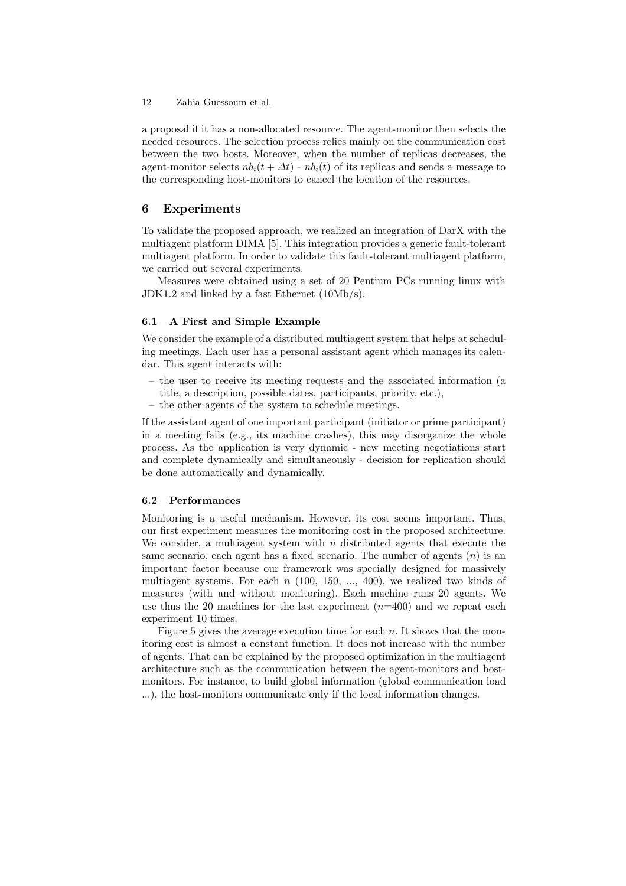a proposal if it has a non-allocated resource. The agent-monitor then selects the needed resources. The selection process relies mainly on the communication cost between the two hosts. Moreover, when the number of replicas decreases, the agent-monitor selects $nb_i(t + \Delta t)$ - $nb_i(t)$ of its replicas and sends a message to the corresponding host-monitors to cancel the location of the resources.

## 6 Experiments

To validate the proposed approach, we realized an integration of DarX with the multiagent platform DIMA [5]. This integration provides a generic fault-tolerant multiagent platform. In order to validate this fault-tolerant multiagent platform, we carried out several experiments.

Measures were obtained using a set of 20 Pentium PCs running linux with JDK1.2 and linked by a fast Ethernet (10Mb/s).

### 6.1 A First and Simple Example

We consider the example of a distributed multiagent system that helps at scheduling meetings. Each user has a personal assistant agent which manages its calendar. This agent interacts with:

- the user to receive its meeting requests and the associated information (a title, a description, possible dates, participants, priority, etc.),
- the other agents of the system to schedule meetings.

If the assistant agent of one important participant (initiator or prime participant) in a meeting fails (e.g., its machine crashes), this may disorganize the whole process. As the application is very dynamic - new meeting negotiations start and complete dynamically and simultaneously - decision for replication should be done automatically and dynamically.

### 6.2 Performances

Monitoring is a useful mechanism. However, its cost seems important. Thus, our first experiment measures the monitoring cost in the proposed architecture. We consider, a multiagent system with $n$ distributed agents that execute the same scenario, each agent has a fixed scenario. The number of agents ($n$) is an important factor because our framework was specially designed for massively multiagent systems. For each $n$ (100, 150, ..., 400), we realized two kinds of measures (with and without monitoring). Each machine runs 20 agents. We use thus the 20 machines for the last experiment ($n$=400) and we repeat each experiment 10 times.

Figure 5 gives the average execution time for each $n$. It shows that the monitoring cost is almost a constant function. It does not increase with the number of agents. That can be explained by the proposed optimization in the multiagent architecture such as the communication between the agent-monitors and host-monitors. For instance, to build global information (global communication load ...), the host-monitors communicate only if the local information changes.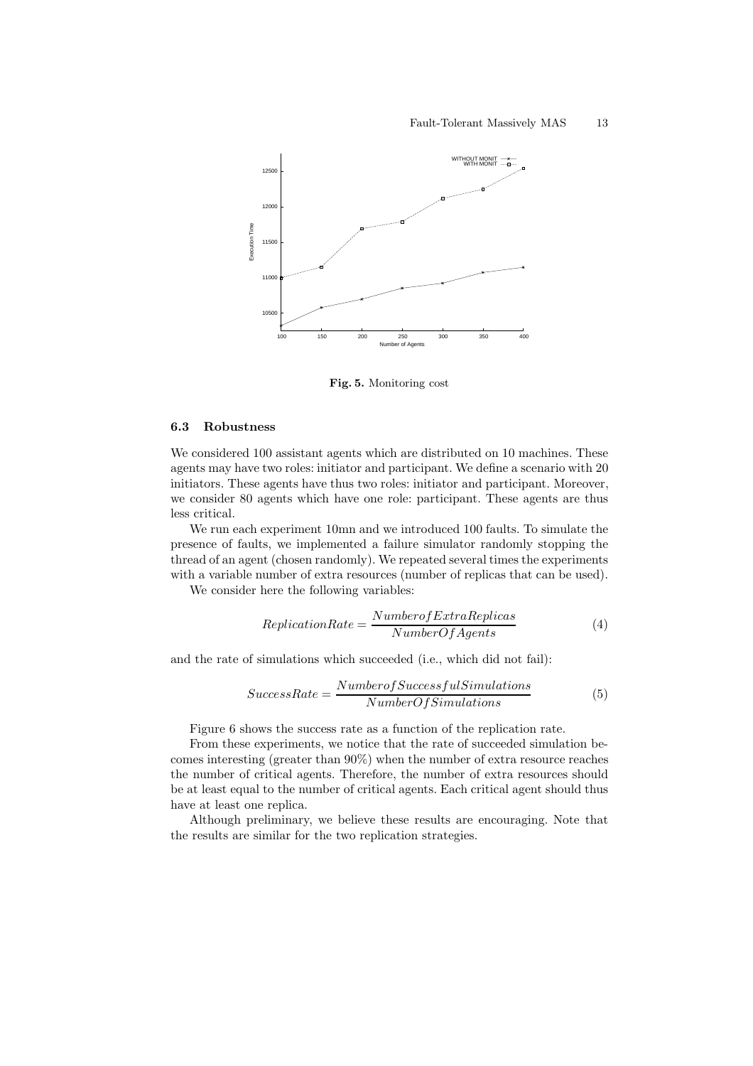Fig. 5. Monitoring cost

### 6.3 Robustness

We considered 100 assistant agents which are distributed on 10 machines. These agents may have two roles: initiator and participant. We define a scenario with 20 initiators. These agents have thus two roles: initiator and participant. Moreover, we consider 80 agents which have one role: participant. These agents are thus less critical.

We run each experiment 10mn and we introduced 100 faults. To simulate the presence of faults, we implemented a failure simulator randomly stopping the thread of an agent (chosen randomly). We repeated several times the experiments with a variable number of extra resources (number of replicas that can be used).

We consider here the following variables:

$$ReplicationRate = \frac{NumberofExtraReplicas}{NumberOfAgents} \tag{4}$$

and the rate of simulations which succeeded (i.e., which did not fail):

$$SuccessRate = \frac{NumberofSuccessfulSimulations}{NumberOfSimulations} \tag{5}$$

Figure 6 shows the success rate as a function of the replication rate.

From these experiments, we notice that the rate of succeeded simulation becomes interesting (greater than 90%) when the number of extra resource reaches the number of critical agents. Therefore, the number of extra resources should be at least equal to the number of critical agents. Each critical agent should thus have at least one replica.

Although preliminary, we believe these results are encouraging. Note that the results are similar for the two replication strategies.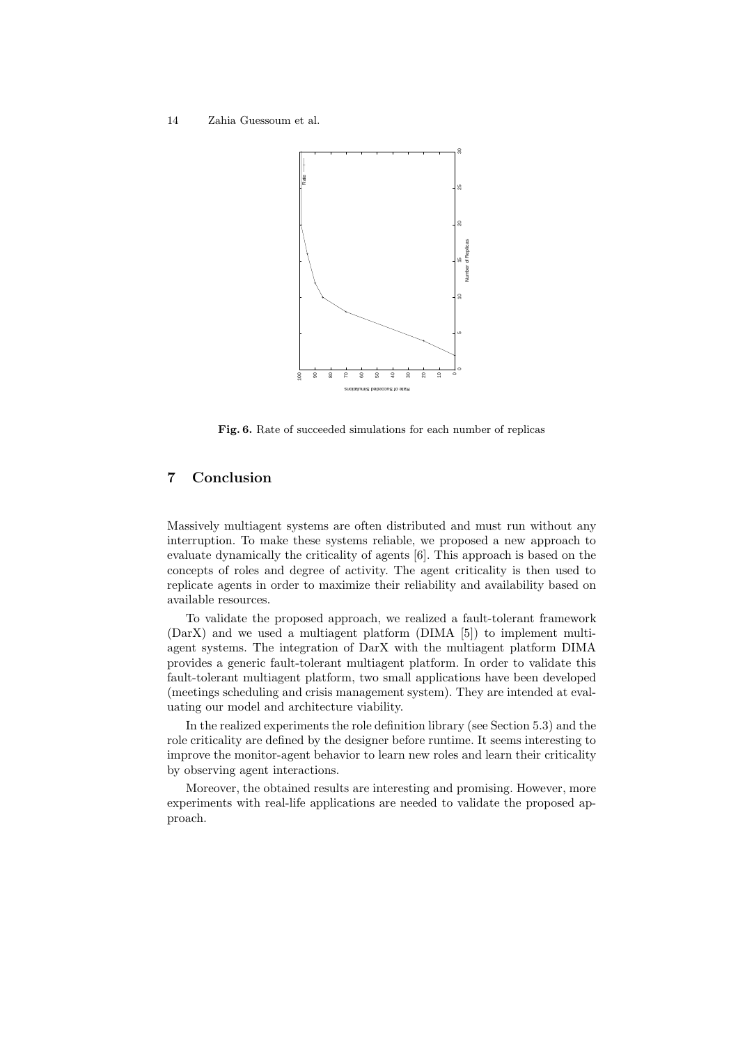**Fig. 6.** Rate of succeeded simulations for each number of replicas

## 7 Conclusion

Massively multiagent systems are often distributed and must run without any interruption. To make these systems reliable, we proposed a new approach to evaluate dynamically the criticality of agents [6]. This approach is based on the concepts of roles and degree of activity. The agent criticality is then used to replicate agents in order to maximize their reliability and availability based on available resources.

To validate the proposed approach, we realized a fault-tolerant framework (DarX) and we used a multiagent platform (DIMA [5]) to implement multiagent systems. The integration of DarX with the multiagent platform DIMA provides a generic fault-tolerant multiagent platform. In order to validate this fault-tolerant multiagent platform, two small applications have been developed (meetings scheduling and crisis management system). They are intended at evaluating our model and architecture viability.

In the realized experiments the role definition library (see Section 5.3) and the role criticality are defined by the designer before runtime. It seems interesting to improve the monitor-agent behavior to learn new roles and learn their criticality by observing agent interactions.

Moreover, the obtained results are interesting and promising. However, more experiments with real-life applications are needed to validate the proposed approach.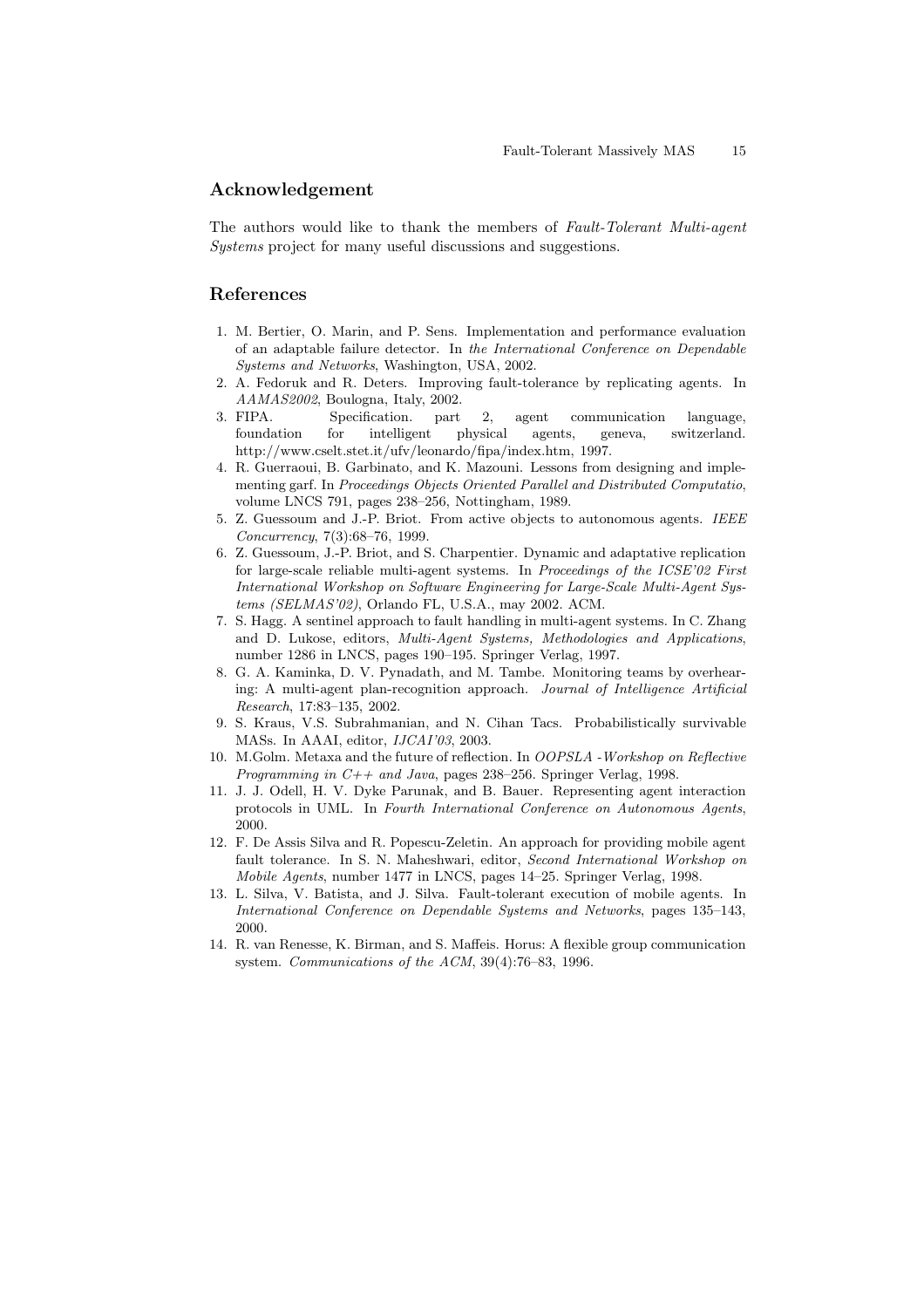## Acknowledgement

The authors would like to thank the members of *Fault-Tolerant Multi-agent Systems* project for many useful discussions and suggestions.

## References

1. M. Bertier, O. Marin, and P. Sens. Implementation and performance evaluation of an adaptable failure detector. In *the International Conference on Dependable Systems and Networks*, Washington, USA, 2002.
2. A. Fedoruk and R. Deters. Improving fault-tolerance by replicating agents. In *AAMAS2002*, Boulogna, Italy, 2002.
3. FIPA. Specification. part 2, agent communication language, foundation for intelligent physical agents, geneva, switzerland. http://www.cselt.stet.it/ufv/leonardo/fipa/index.htm, 1997.
4. R. Guerraoui, B. Garbinato, and K. Mazouni. Lessons from designing and implementing garf. In *Proceedings Objects Oriented Parallel and Distributed Computatio*, volume LNCS 791, pages 238–256, Nottingham, 1989.
5. Z. Guessoum and J.-P. Briot. From active objects to autonomous agents. *IEEE Concurrency*, 7(3):68–76, 1999.
6. Z. Guessoum, J.-P. Briot, and S. Charpentier. Dynamic and adaptative replication for large-scale reliable multi-agent systems. In *Proceedings of the ICSE'02 First International Workshop on Software Engineering for Large-Scale Multi-Agent Systems (SELMAS'02)*, Orlando FL, U.S.A., may 2002. ACM.
7. S. Hagg. A sentinel approach to fault handling in multi-agent systems. In C. Zhang and D. Lukose, editors, *Multi-Agent Systems, Methodologies and Applications*, number 1286 in LNCS, pages 190–195. Springer Verlag, 1997.
8. G. A. Kaminka, D. V. Pynadath, and M. Tambe. Monitoring teams by overhearing: A multi-agent plan-recognition approach. *Journal of Intelligence Artificial Research*, 17:83–135, 2002.
9. S. Kraus, V.S. Subrahmanian, and N. Cihan Tacs. Probabilistically survivable MASs. In AAAI, editor, *IJCAI'03*, 2003.
10. M.Golm. Metaxa and the future of reflection. In *OOPSLA -Workshop on Reflective Programming in C++ and Java*, pages 238–256. Springer Verlag, 1998.
11. J. J. Odell, H. V. Dyke Parunak, and B. Bauer. Representing agent interaction protocols in UML. In *Fourth International Conference on Autonomous Agents*, 2000.
12. F. De Assis Silva and R. Popescu-Zeletin. An approach for providing mobile agent fault tolerance. In S. N. Maheshwari, editor, *Second International Workshop on Mobile Agents*, number 1477 in LNCS, pages 14–25. Springer Verlag, 1998.
13. L. Silva, V. Batista, and J. Silva. Fault-tolerant execution of mobile agents. In *International Conference on Dependable Systems and Networks*, pages 135–143, 2000.
14. R. van Renesse, K. Birman, and S. Maffeis. Horus: A flexible group communication system. *Communications of the ACM*, 39(4):76–83, 1996.